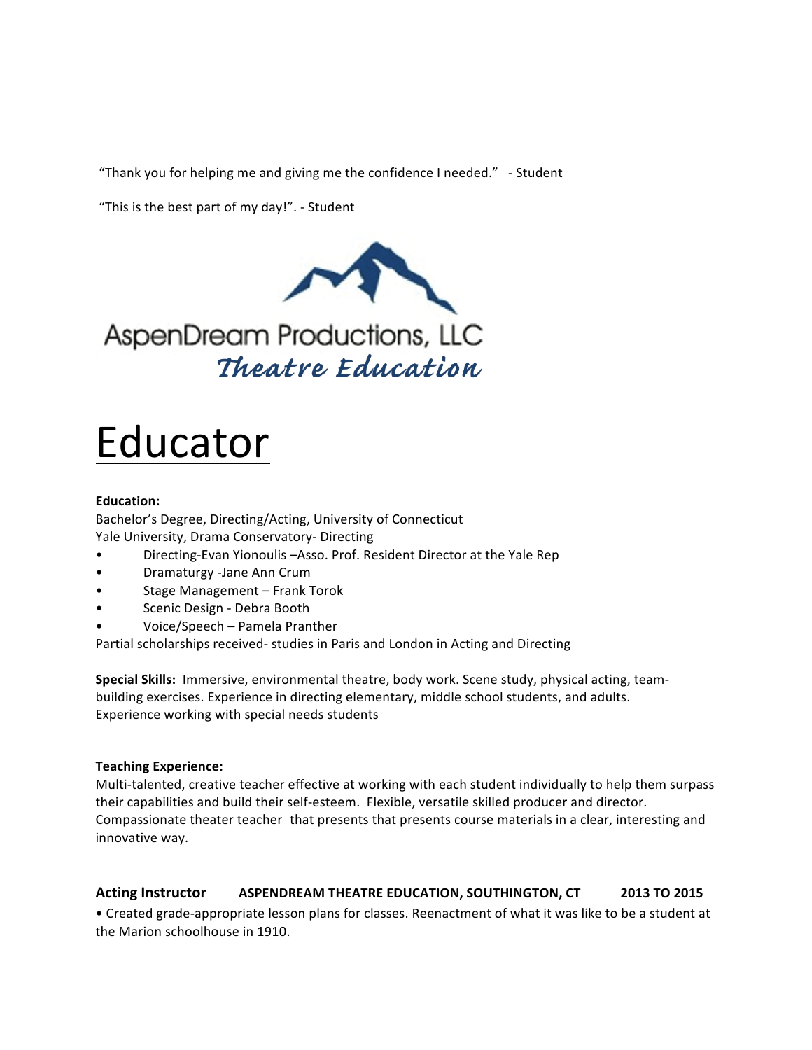"Thank you for helping me and giving me the confidence I needed." - Student

"This is the best part of my day!". - Student

AspenDream Productions, LLC
*Theatre Education*

# Educator

**Education:**
Bachelor's Degree, Directing/Acting, University of Connecticut
Yale University, Drama Conservatory- Directing

- Directing-Evan Yionoulis –Asso. Prof. Resident Director at the Yale Rep
- Dramaturgy -Jane Ann Crum
- Stage Management – Frank Torok
- Scenic Design - Debra Booth
- Voice/Speech – Pamela Pranther

Partial scholarships received- studies in Paris and London in Acting and Directing

**Special Skills:** Immersive, environmental theatre, body work. Scene study, physical acting, team-building exercises. Experience in directing elementary, middle school students, and adults. Experience working with special needs students

**Teaching Experience:**
Multi-talented, creative teacher effective at working with each student individually to help them surpass their capabilities and build their self-esteem. Flexible, versatile skilled producer and director. Compassionate theater teacher that presents that presents course materials in a clear, interesting and innovative way.

**Acting Instructor** **ASPENDREAM THEATRE EDUCATION, SOUTHINGTON, CT** **2013 TO 2015**

• Created grade-appropriate lesson plans for classes. Reenactment of what it was like to be a student at the Marion schoolhouse in 1910.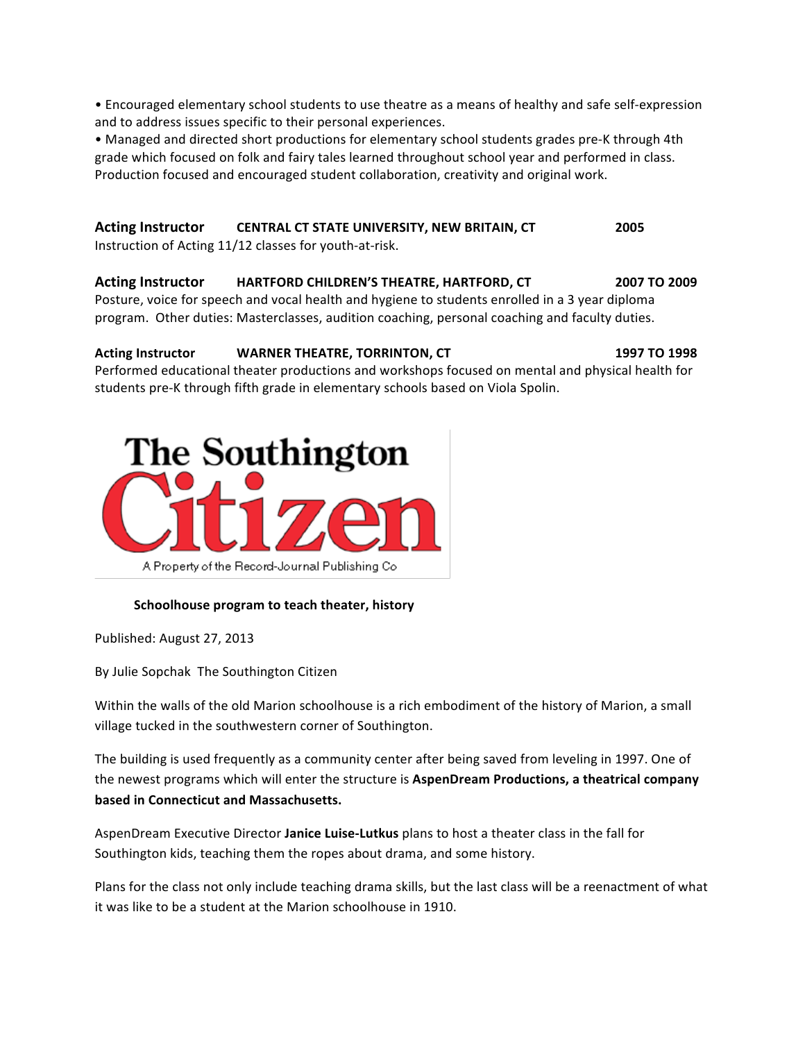- Encouraged elementary school students to use theatre as a means of healthy and safe self-expression and to address issues specific to their personal experiences.
- Managed and directed short productions for elementary school students grades pre-K through 4th grade which focused on folk and fairy tales learned throughout school year and performed in class. Production focused and encouraged student collaboration, creativity and original work.

**Acting Instructor** **CENTRAL CT STATE UNIVERSITY, NEW BRITAIN, CT** **2005**
Instruction of Acting 11/12 classes for youth-at-risk.

**Acting Instructor** **HARTFORD CHILDREN'S THEATRE, HARTFORD, CT** **2007 TO 2009**
Posture, voice for speech and vocal health and hygiene to students enrolled in a 3 year diploma program. Other duties: Masterclasses, audition coaching, personal coaching and faculty duties.

**Acting Instructor** **WARNER THEATRE, TORRINGTON, CT** **1997 TO 1998**
Performed educational theater productions and workshops focused on mental and physical health for students pre-K through fifth grade in elementary schools based on Viola Spolin.

The Southington Citizen

A Property of the Record-Journal Publishing Co

**Schoolhouse program to teach theater, history**

Published: August 27, 2013

By Julie Sopchak The Southington Citizen

Within the walls of the old Marion schoolhouse is a rich embodiment of the history of Marion, a small village tucked in the southwestern corner of Southington.

The building is used frequently as a community center after being saved from leveling in 1997. One of the newest programs which will enter the structure is **AspenDream Productions, a theatrical company based in Connecticut and Massachusetts.**

AspenDream Executive Director **Janice Luise-Lutkus** plans to host a theater class in the fall for Southington kids, teaching them the ropes about drama, and some history.

Plans for the class not only include teaching drama skills, but the last class will be a reenactment of what it was like to be a student at the Marion schoolhouse in 1910.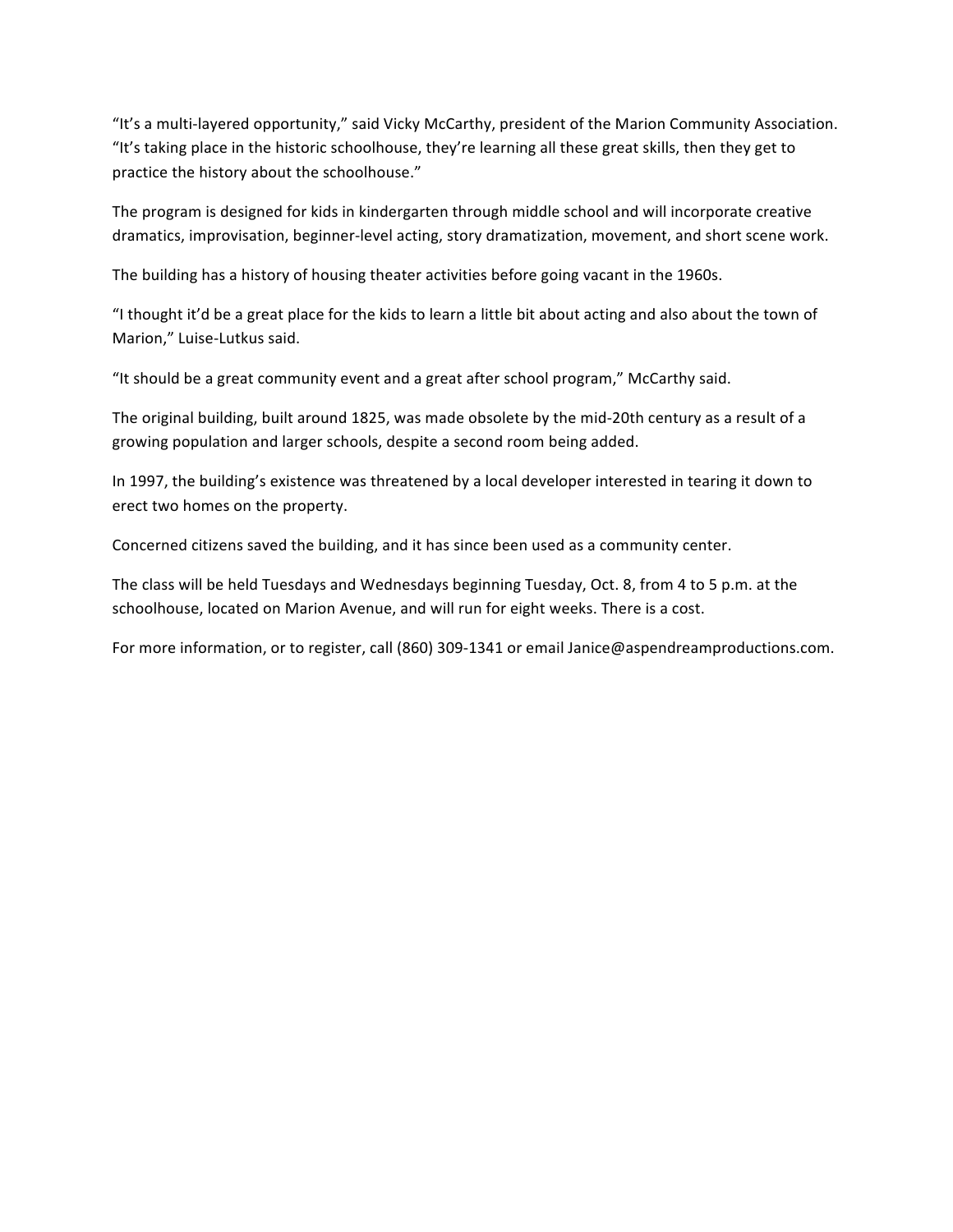"It's a multi-layered opportunity," said Vicky McCarthy, president of the Marion Community Association. "It's taking place in the historic schoolhouse, they're learning all these great skills, then they get to practice the history about the schoolhouse."

The program is designed for kids in kindergarten through middle school and will incorporate creative dramatics, improvisation, beginner-level acting, story dramatization, movement, and short scene work.

The building has a history of housing theater activities before going vacant in the 1960s.

"I thought it'd be a great place for the kids to learn a little bit about acting and also about the town of Marion," Luise-Lutkus said.

"It should be a great community event and a great after school program," McCarthy said.

The original building, built around 1825, was made obsolete by the mid-20th century as a result of a growing population and larger schools, despite a second room being added.

In 1997, the building's existence was threatened by a local developer interested in tearing it down to erect two homes on the property.

Concerned citizens saved the building, and it has since been used as a community center.

The class will be held Tuesdays and Wednesdays beginning Tuesday, Oct. 8, from 4 to 5 p.m. at the schoolhouse, located on Marion Avenue, and will run for eight weeks. There is a cost.

For more information, or to register, call (860) 309-1341 or email Janice@aspendreamproductions.com.